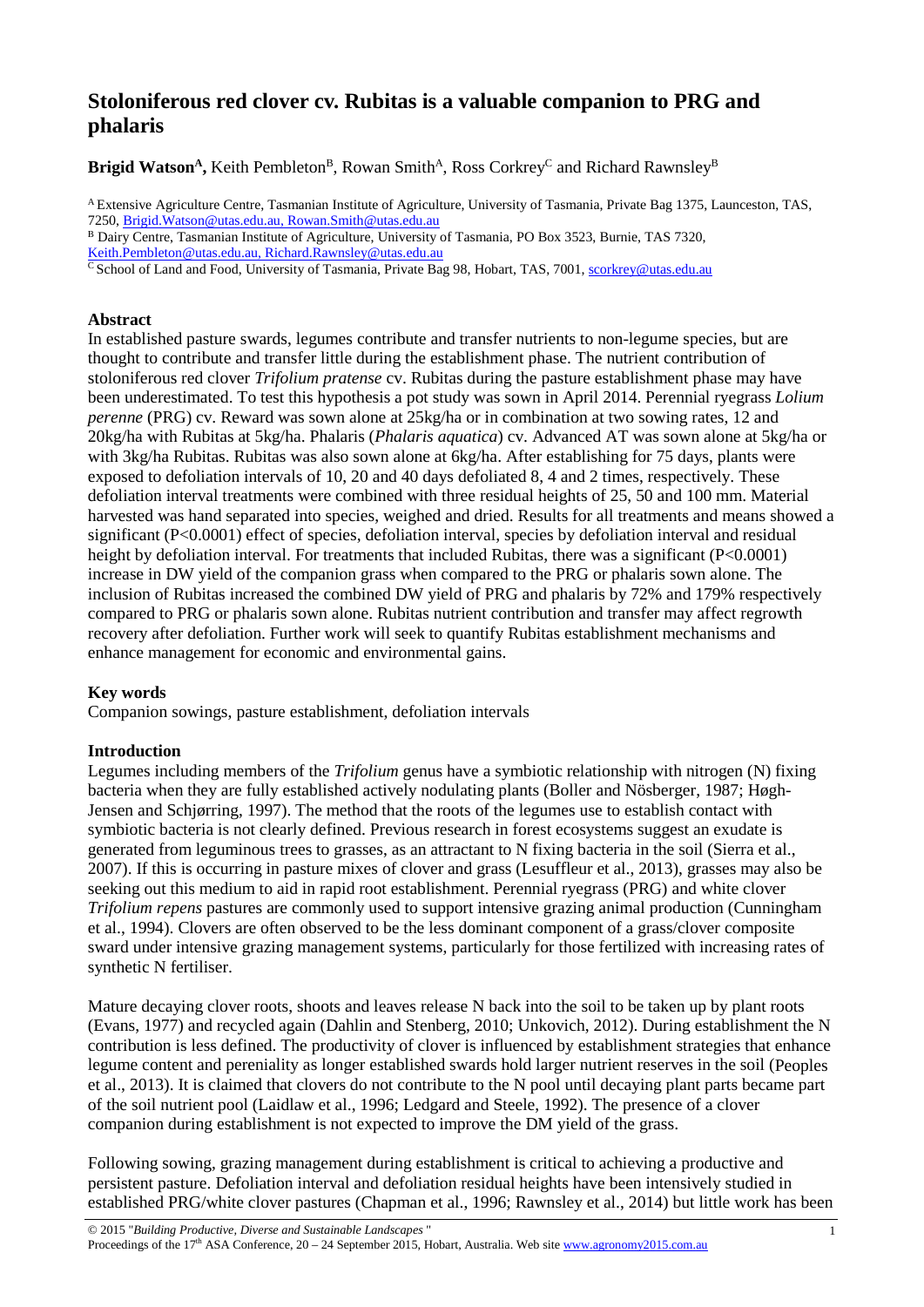# Stoloniferous red clover cv. Rubitas is a valuable companion to PRG and phalaris

**Brigid Watson[A],** Keith Pembleton[B], Rowan Smith[A], Ross Corkrey[C] and Richard Rawnsley[B]

[A] Extensive Agriculture Centre, Tasmanian Institute of Agriculture, University of Tasmania, Private Bag 1375, Launceston, TAS, 7250, Brigid.Watson@utas.edu.au, Rowan.Smith@utas.edu.au

[B] Dairy Centre, Tasmanian Institute of Agriculture, University of Tasmania, PO Box 3523, Burnie, TAS 7320, Keith.Pembleton@utas.edu.au, Richard.Rawnsley@utas.edu.au

[C] School of Land and Food, University of Tasmania, Private Bag 98, Hobart, TAS, 7001, scorkrey@utas.edu.au

### Abstract

In established pasture swards, legumes contribute and transfer nutrients to non-legume species, but are thought to contribute and transfer little during the establishment phase. The nutrient contribution of stoloniferous red clover *Trifolium pratense* cv. Rubitas during the pasture establishment phase may have been underestimated. To test this hypothesis a pot study was sown in April 2014. Perennial ryegrass *Lolium perenne* (PRG) cv. Reward was sown alone at 25kg/ha or in combination at two sowing rates, 12 and 20kg/ha with Rubitas at 5kg/ha. Phalaris (*Phalaris aquatica*) cv. Advanced AT was sown alone at 5kg/ha or with 3kg/ha Rubitas. Rubitas was also sown alone at 6kg/ha. After establishing for 75 days, plants were exposed to defoliation intervals of 10, 20 and 40 days defoliated 8, 4 and 2 times, respectively. These defoliation interval treatments were combined with three residual heights of 25, 50 and 100 mm. Material harvested was hand separated into species, weighed and dried. Results for all treatments and means showed a significant ($P<0.0001$) effect of species, defoliation interval, species by defoliation interval and residual height by defoliation interval. For treatments that included Rubitas, there was a significant ($P<0.0001$) increase in DW yield of the companion grass when compared to the PRG or phalaris sown alone. The inclusion of Rubitas increased the combined DW yield of PRG and phalaris by 72% and 179% respectively compared to PRG or phalaris sown alone. Rubitas nutrient contribution and transfer may affect regrowth recovery after defoliation. Further work will seek to quantify Rubitas establishment mechanisms and enhance management for economic and environmental gains.

### Key words

Companion sowings, pasture establishment, defoliation intervals

### Introduction

Legumes including members of the *Trifolium* genus have a symbiotic relationship with nitrogen (N) fixing bacteria when they are fully established actively nodulating plants (Boller and Nösberger, 1987; Høgh-Jensen and Schjørring, 1997). The method that the roots of the legumes use to establish contact with symbiotic bacteria is not clearly defined. Previous research in forest ecosystems suggest an exudate is generated from leguminous trees to grasses, as an attractant to N fixing bacteria in the soil (Sierra et al., 2007). If this is occurring in pasture mixes of clover and grass (Lesuffleur et al., 2013), grasses may also be seeking out this medium to aid in rapid root establishment. Perennial ryegrass (PRG) and white clover *Trifolium repens* pastures are commonly used to support intensive grazing animal production (Cunningham et al., 1994). Clovers are often observed to be the less dominant component of a grass/clover composite sward under intensive grazing management systems, particularly for those fertilized with increasing rates of synthetic N fertiliser.

Mature decaying clover roots, shoots and leaves release N back into the soil to be taken up by plant roots (Evans, 1977) and recycled again (Dahlin and Stenberg, 2010; Unkovich, 2012). During establishment the N contribution is less defined. The productivity of clover is influenced by establishment strategies that enhance legume content and pereniality as longer established swards hold larger nutrient reserves in the soil (Peoples et al., 2013). It is claimed that clovers do not contribute to the N pool until decaying plant parts became part of the soil nutrient pool (Laidlaw et al., 1996; Ledgard and Steele, 1992). The presence of a clover companion during establishment is not expected to improve the DM yield of the grass.

Following sowing, grazing management during establishment is critical to achieving a productive and persistent pasture. Defoliation interval and defoliation residual heights have been intensively studied in established PRG/white clover pastures (Chapman et al., 1996; Rawnsley et al., 2014) but little work has been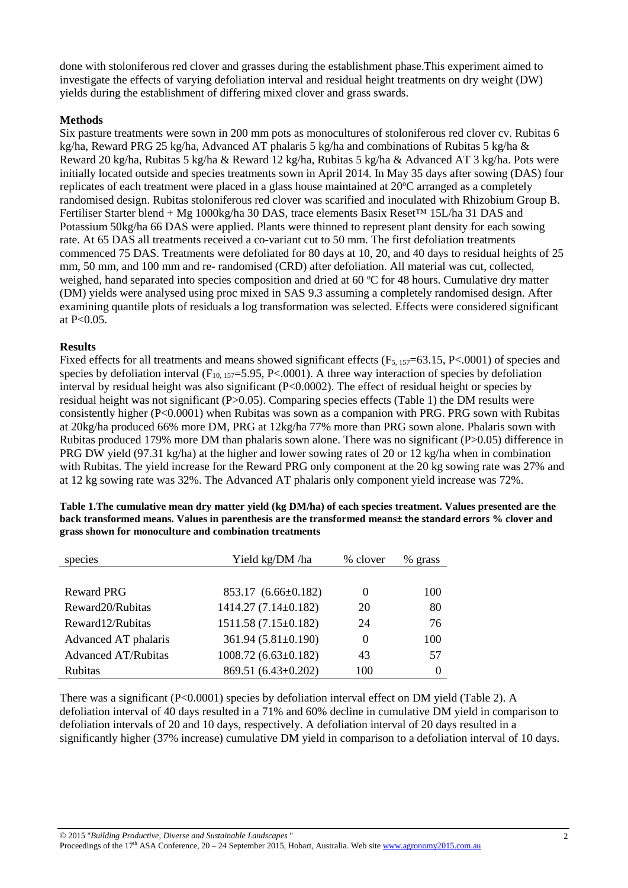done with stoloniferous red clover and grasses during the establishment phase.This experiment aimed to investigate the effects of varying defoliation interval and residual height treatments on dry weight (DW) yields during the establishment of differing mixed clover and grass swards.

**Methods**

Six pasture treatments were sown in 200 mm pots as monocultures of stoloniferous red clover cv. Rubitas 6 kg/ha, Reward PRG 25 kg/ha, Advanced AT phalaris 5 kg/ha and combinations of Rubitas 5 kg/ha & Reward 20 kg/ha, Rubitas 5 kg/ha & Reward 12 kg/ha, Rubitas 5 kg/ha & Advanced AT 3 kg/ha. Pots were initially located outside and species treatments sown in April 2014. In May 35 days after sowing (DAS) four replicates of each treatment were placed in a glass house maintained at 20°C arranged as a completely randomised design. Rubitas stoloniferous red clover was scarified and inoculated with Rhizobium Group B. Fertiliser Starter blend + Mg 1000kg/ha 30 DAS, trace elements Basix Reset™ 15L/ha 31 DAS and Potassium 50kg/ha 66 DAS were applied. Plants were thinned to represent plant density for each sowing rate. At 65 DAS all treatments received a co-variant cut to 50 mm. The first defoliation treatments commenced 75 DAS. Treatments were defoliated for 80 days at 10, 20, and 40 days to residual heights of 25 mm, 50 mm, and 100 mm and re- randomised (CRD) after defoliation. All material was cut, collected, weighed, hand separated into species composition and dried at 60 °C for 48 hours. Cumulative dry matter (DM) yields were analysed using proc mixed in SAS 9.3 assuming a completely randomised design. After examining quantile plots of residuals a log transformation was selected. Effects were considered significant at P<0.05.

**Results**

Fixed effects for all treatments and means showed significant effects ($F_{5,\,157}$=63.15, P<.0001) of species and species by defoliation interval ($F_{10,\,157}$=5.95, P<.0001). A three way interaction of species by defoliation interval by residual height was also significant (P<0.0002). The effect of residual height or species by residual height was not significant (P>0.05). Comparing species effects (Table 1) the DM results were consistently higher (P<0.0001) when Rubitas was sown as a companion with PRG. PRG sown with Rubitas at 20kg/ha produced 66% more DM, PRG at 12kg/ha 77% more than PRG sown alone. Phalaris sown with Rubitas produced 179% more DM than phalaris sown alone. There was no significant (P>0.05) difference in PRG DW yield (97.31 kg/ha) at the higher and lower sowing rates of 20 or 12 kg/ha when in combination with Rubitas. The yield increase for the Reward PRG only component at the 20 kg sowing rate was 27% and at 12 kg sowing rate was 32%. The Advanced AT phalaris only component yield increase was 72%.

**Table 1.The cumulative mean dry matter yield (kg DM/ha) of each species treatment. Values presented are the back transformed means. Values in parenthesis are the transformed means± the standard errors % clover and grass shown for monoculture and combination treatments**

| species | Yield kg/DM /ha | % clover | % grass |
|---|---|---|---|
| Reward PRG | 853.17 (6.66±0.182) | 0 | 100 |
| Reward20/Rubitas | 1414.27 (7.14±0.182) | 20 | 80 |
| Reward12/Rubitas | 1511.58 (7.15±0.182) | 24 | 76 |
| Advanced AT phalaris | 361.94 (5.81±0.190) | 0 | 100 |
| Advanced AT/Rubitas | 1008.72 (6.63±0.182) | 43 | 57 |
| Rubitas | 869.51 (6.43±0.202) | 100 | 0 |

There was a significant (P<0.0001) species by defoliation interval effect on DM yield (Table 2). A defoliation interval of 40 days resulted in a 71% and 60% decline in cumulative DM yield in comparison to defoliation intervals of 20 and 10 days, respectively. A defoliation interval of 20 days resulted in a significantly higher (37% increase) cumulative DM yield in comparison to a defoliation interval of 10 days.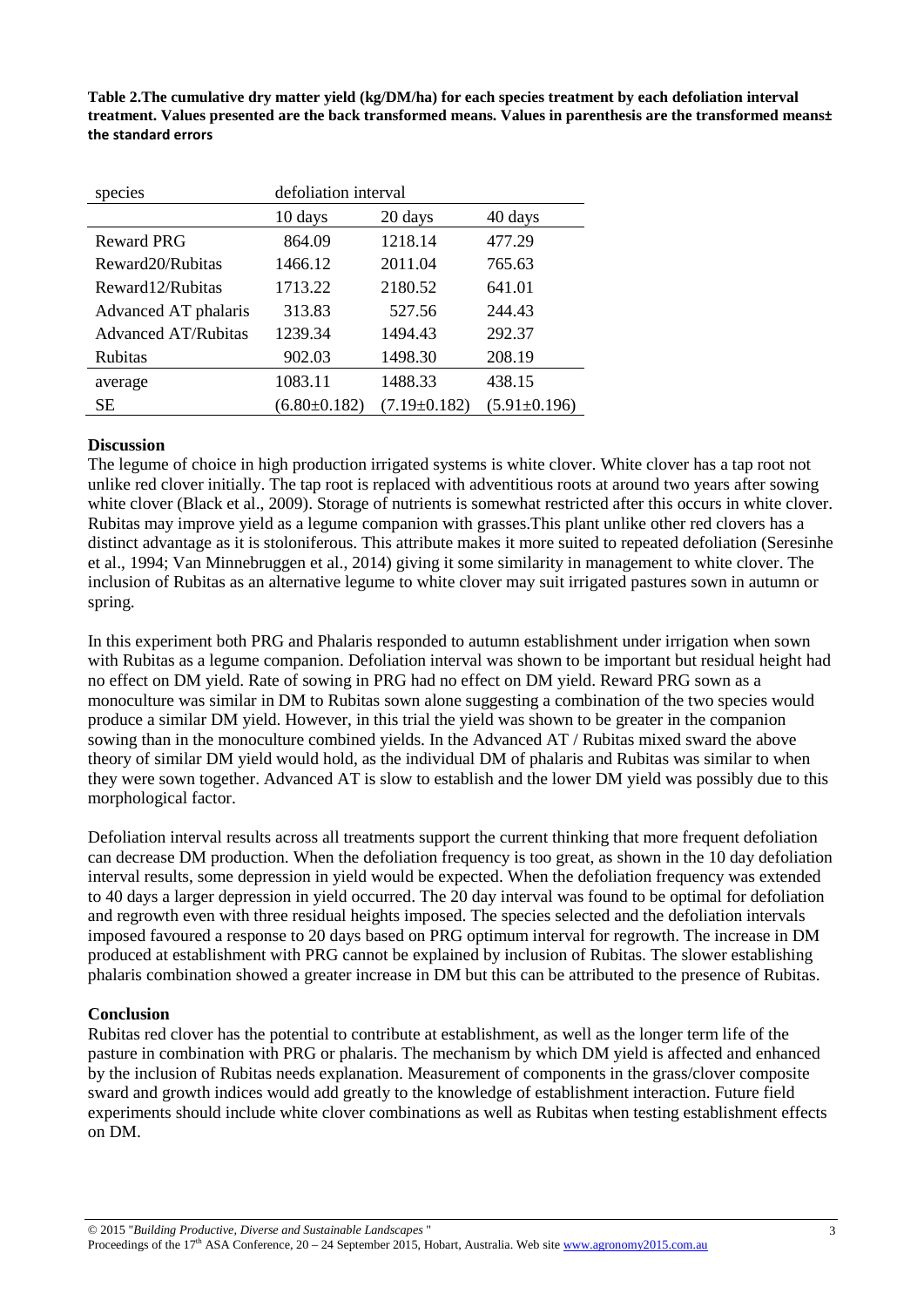**Table 2.The cumulative dry matter yield (kg/DM/ha) for each species treatment by each defoliation interval treatment. Values presented are the back transformed means. Values in parenthesis are the transformed means± the standard errors**

| species | defoliation interval | | |
|---|---|---|---|
| | 10 days | 20 days | 40 days |
| Reward PRG | 864.09 | 1218.14 | 477.29 |
| Reward20/Rubitas | 1466.12 | 2011.04 | 765.63 |
| Reward12/Rubitas | 1713.22 | 2180.52 | 641.01 |
| Advanced AT phalaris | 313.83 | 527.56 | 244.43 |
| Advanced AT/Rubitas | 1239.34 | 1494.43 | 292.37 |
| Rubitas | 902.03 | 1498.30 | 208.19 |
| average | 1083.11 | 1488.33 | 438.15 |
| SE | (6.80±0.182) | (7.19±0.182) | (5.91±0.196) |

## Discussion

The legume of choice in high production irrigated systems is white clover. White clover has a tap root not unlike red clover initially. The tap root is replaced with adventitious roots at around two years after sowing white clover (Black et al., 2009). Storage of nutrients is somewhat restricted after this occurs in white clover. Rubitas may improve yield as a legume companion with grasses.This plant unlike other red clovers has a distinct advantage as it is stoloniferous. This attribute makes it more suited to repeated defoliation (Seresinhe et al., 1994; Van Minnebruggen et al., 2014) giving it some similarity in management to white clover. The inclusion of Rubitas as an alternative legume to white clover may suit irrigated pastures sown in autumn or spring.

In this experiment both PRG and Phalaris responded to autumn establishment under irrigation when sown with Rubitas as a legume companion. Defoliation interval was shown to be important but residual height had no effect on DM yield. Rate of sowing in PRG had no effect on DM yield. Reward PRG sown as a monoculture was similar in DM to Rubitas sown alone suggesting a combination of the two species would produce a similar DM yield. However, in this trial the yield was shown to be greater in the companion sowing than in the monoculture combined yields. In the Advanced AT / Rubitas mixed sward the above theory of similar DM yield would hold, as the individual DM of phalaris and Rubitas was similar to when they were sown together. Advanced AT is slow to establish and the lower DM yield was possibly due to this morphological factor.

Defoliation interval results across all treatments support the current thinking that more frequent defoliation can decrease DM production. When the defoliation frequency is too great, as shown in the 10 day defoliation interval results, some depression in yield would be expected. When the defoliation frequency was extended to 40 days a larger depression in yield occurred. The 20 day interval was found to be optimal for defoliation and regrowth even with three residual heights imposed. The species selected and the defoliation intervals imposed favoured a response to 20 days based on PRG optimum interval for regrowth. The increase in DM produced at establishment with PRG cannot be explained by inclusion of Rubitas. The slower establishing phalaris combination showed a greater increase in DM but this can be attributed to the presence of Rubitas.

## Conclusion

Rubitas red clover has the potential to contribute at establishment, as well as the longer term life of the pasture in combination with PRG or phalaris. The mechanism by which DM yield is affected and enhanced by the inclusion of Rubitas needs explanation. Measurement of components in the grass/clover composite sward and growth indices would add greatly to the knowledge of establishment interaction. Future field experiments should include white clover combinations as well as Rubitas when testing establishment effects on DM.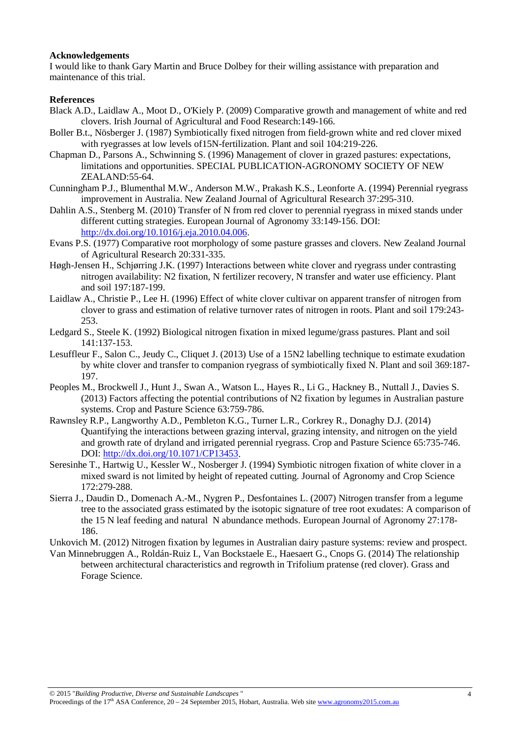**Acknowledgements**

I would like to thank Gary Martin and Bruce Dolbey for their willing assistance with preparation and maintenance of this trial.

**References**

Black A.D., Laidlaw A., Moot D., O'Kiely P. (2009) Comparative growth and management of white and red clovers. Irish Journal of Agricultural and Food Research:149-166.

Boller B.t., Nösberger J. (1987) Symbiotically fixed nitrogen from field-grown white and red clover mixed with ryegrasses at low levels of15N-fertilization. Plant and soil 104:219-226.

Chapman D., Parsons A., Schwinning S. (1996) Management of clover in grazed pastures: expectations, limitations and opportunities. SPECIAL PUBLICATION-AGRONOMY SOCIETY OF NEW ZEALAND:55-64.

Cunningham P.J., Blumenthal M.W., Anderson M.W., Prakash K.S., Leonforte A. (1994) Perennial ryegrass improvement in Australia. New Zealand Journal of Agricultural Research 37:295-310.

Dahlin A.S., Stenberg M. (2010) Transfer of N from red clover to perennial ryegrass in mixed stands under different cutting strategies. European Journal of Agronomy 33:149-156. DOI: http://dx.doi.org/10.1016/j.eja.2010.04.006.

Evans P.S. (1977) Comparative root morphology of some pasture grasses and clovers. New Zealand Journal of Agricultural Research 20:331-335.

Høgh-Jensen H., Schjørring J.K. (1997) Interactions between white clover and ryegrass under contrasting nitrogen availability: N2 fixation, N fertilizer recovery, N transfer and water use efficiency. Plant and soil 197:187-199.

Laidlaw A., Christie P., Lee H. (1996) Effect of white clover cultivar on apparent transfer of nitrogen from clover to grass and estimation of relative turnover rates of nitrogen in roots. Plant and soil 179:243-253.

Ledgard S., Steele K. (1992) Biological nitrogen fixation in mixed legume/grass pastures. Plant and soil 141:137-153.

Lesuffleur F., Salon C., Jeudy C., Cliquet J. (2013) Use of a 15N2 labelling technique to estimate exudation by white clover and transfer to companion ryegrass of symbiotically fixed N. Plant and soil 369:187-197.

Peoples M., Brockwell J., Hunt J., Swan A., Watson L., Hayes R., Li G., Hackney B., Nuttall J., Davies S. (2013) Factors affecting the potential contributions of N2 fixation by legumes in Australian pasture systems. Crop and Pasture Science 63:759-786.

Rawnsley R.P., Langworthy A.D., Pembleton K.G., Turner L.R., Corkrey R., Donaghy D.J. (2014) Quantifying the interactions between grazing interval, grazing intensity, and nitrogen on the yield and growth rate of dryland and irrigated perennial ryegrass. Crop and Pasture Science 65:735-746. DOI: http://dx.doi.org/10.1071/CP13453.

Seresinhe T., Hartwig U., Kessler W., Nosberger J. (1994) Symbiotic nitrogen fixation of white clover in a mixed sward is not limited by height of repeated cutting. Journal of Agronomy and Crop Science 172:279-288.

Sierra J., Daudin D., Domenach A.-M., Nygren P., Desfontaines L. (2007) Nitrogen transfer from a legume tree to the associated grass estimated by the isotopic signature of tree root exudates: A comparison of the 15 N leaf feeding and natural N abundance methods. European Journal of Agronomy 27:178-186.

Unkovich M. (2012) Nitrogen fixation by legumes in Australian dairy pasture systems: review and prospect.

Van Minnebruggen A., Roldán-Ruiz I., Van Bockstaele E., Haesaert G., Cnops G. (2014) The relationship between architectural characteristics and regrowth in Trifolium pratense (red clover). Grass and Forage Science.